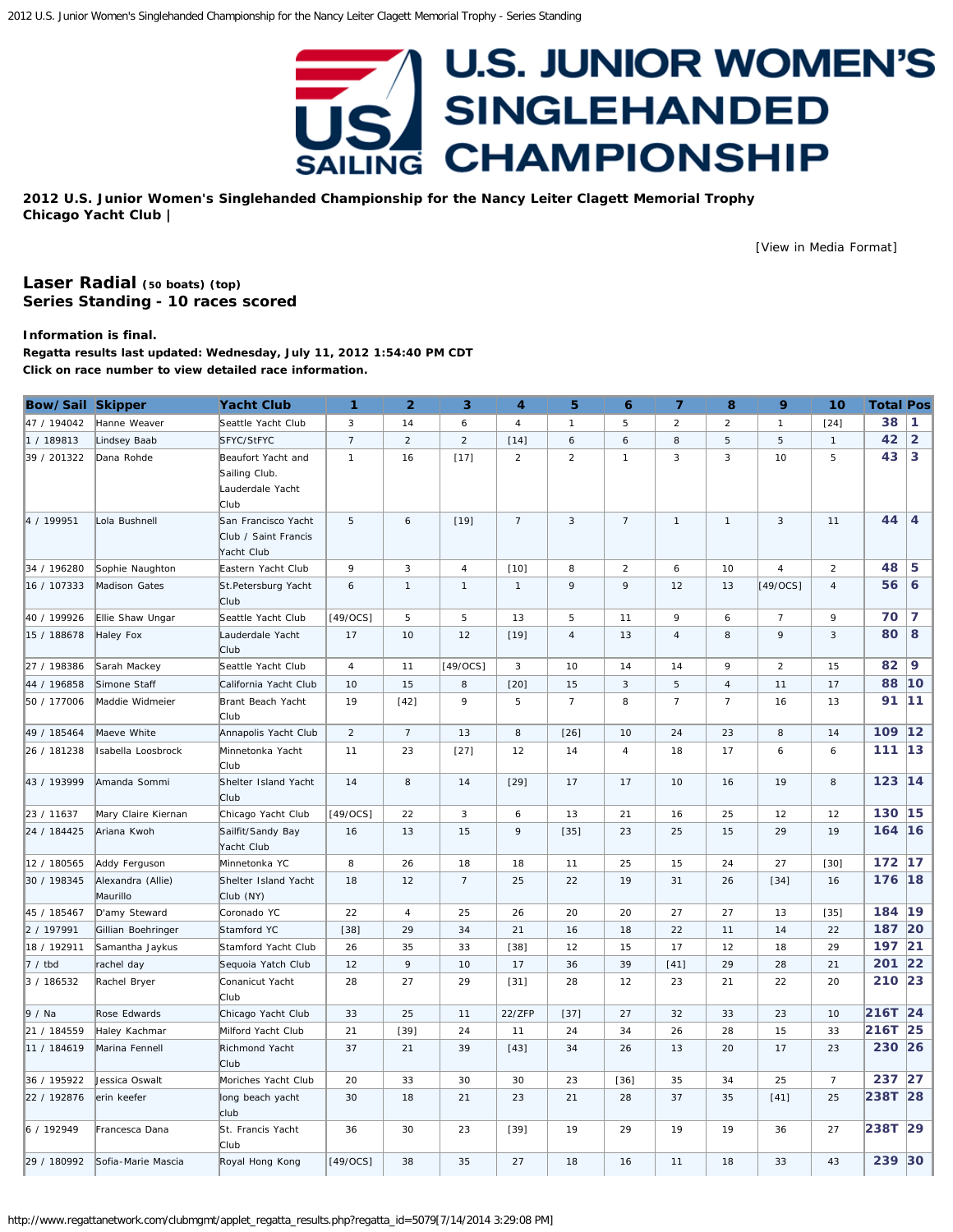U.S. JUNIOR WOMEN'S SINGLEHANDED CHAMPIONSHIP

**2012 U.S. Junior Women's Singlehanded Championship for the Nancy Leiter Clagett Memorial Trophy**
**Chicago Yacht Club |**

[View in Media Format]

## Laser Radial (50 boats) (top)
## Series Standing - 10 races scored

**Information is final.**
**Regatta results last updated: Wednesday, July 11, 2012 1:54:40 PM CDT**
**Click on race number to view detailed race information.**

| Bow/Sail | Skipper | Yacht Club | 1 | 2 | 3 | 4 | 5 | 6 | 7 | 8 | 9 | 10 | Total | Pos |
|---|---|---|---|---|---|---|---|---|---|---|---|---|---|---|
| 47 / 194042 | Hanne Weaver | Seattle Yacht Club | 3 | 14 | 6 | 4 | 1 | 5 | 2 | 2 | 1 | [24] | 38 | 1 |
| 1 / 189813 | Lindsey Baab | SFYC/StFYC | 7 | 2 | 2 | [14] | 6 | 6 | 8 | 5 | 5 | 1 | 42 | 2 |
| 39 / 201322 | Dana Rohde | Beaufort Yacht and Sailing Club. Lauderdale Yacht Club | 1 | 16 | [17] | 2 | 2 | 1 | 3 | 3 | 10 | 5 | 43 | 3 |
| 4 / 199951 | Lola Bushnell | San Francisco Yacht Club / Saint Francis Yacht Club | 5 | 6 | [19] | 7 | 3 | 7 | 1 | 1 | 3 | 11 | 44 | 4 |
| 34 / 196280 | Sophie Naughton | Eastern Yacht Club | 9 | 3 | 4 | [10] | 8 | 2 | 6 | 10 | 4 | 2 | 48 | 5 |
| 16 / 107333 | Madison Gates | St.Petersburg Yacht Club | 6 | 1 | 1 | 1 | 9 | 9 | 12 | 13 | [49/OCS] | 4 | 56 | 6 |
| 40 / 199926 | Ellie Shaw Ungar | Seattle Yacht Club | [49/OCS] | 5 | 5 | 13 | 5 | 11 | 9 | 6 | 7 | 9 | 70 | 7 |
| 15 / 188678 | Haley Fox | Lauderdale Yacht Club | 17 | 10 | 12 | [19] | 4 | 13 | 4 | 8 | 9 | 3 | 80 | 8 |
| 27 / 198386 | Sarah Mackey | Seattle Yacht Club | 4 | 11 | [49/OCS] | 3 | 10 | 14 | 14 | 9 | 2 | 15 | 82 | 9 |
| 44 / 196858 | Simone Staff | California Yacht Club | 10 | 15 | 8 | [20] | 15 | 3 | 5 | 4 | 11 | 17 | 88 | 10 |
| 50 / 177006 | Maddie Widmeier | Brant Beach Yacht Club | 19 | [42] | 9 | 5 | 7 | 8 | 7 | 7 | 16 | 13 | 91 | 11 |
| 49 / 185464 | Maeve White | Annapolis Yacht Club | 2 | 7 | 13 | 8 | [26] | 10 | 24 | 23 | 8 | 14 | 109 | 12 |
| 26 / 181238 | Isabella Loosbrock | Minnetonka Yacht Club | 11 | 23 | [27] | 12 | 14 | 4 | 18 | 17 | 6 | 6 | 111 | 13 |
| 43 / 193999 | Amanda Sommi | Shelter Island Yacht Club | 14 | 8 | 14 | [29] | 17 | 17 | 10 | 16 | 19 | 8 | 123 | 14 |
| 23 / 11637 | Mary Claire Kiernan | Chicago Yacht Club | [49/OCS] | 22 | 3 | 6 | 13 | 21 | 16 | 25 | 12 | 12 | 130 | 15 |
| 24 / 184425 | Ariana Kwoh | Sailfit/Sandy Bay Yacht Club | 16 | 13 | 15 | 9 | [35] | 23 | 25 | 15 | 29 | 19 | 164 | 16 |
| 12 / 180565 | Addy Ferguson | Minnetonka YC | 8 | 26 | 18 | 18 | 11 | 25 | 15 | 24 | 27 | [30] | 172 | 17 |
| 30 / 198345 | Alexandra (Allie) Maurillo | Shelter Island Yacht Club (NY) | 18 | 12 | 7 | 25 | 22 | 19 | 31 | 26 | [34] | 16 | 176 | 18 |
| 45 / 185467 | D'amy Steward | Coronado YC | 22 | 4 | 25 | 26 | 20 | 20 | 27 | 27 | 13 | [35] | 184 | 19 |
| 2 / 197991 | Gillian Boehringer | Stamford YC | [38] | 29 | 34 | 21 | 16 | 18 | 22 | 11 | 14 | 22 | 187 | 20 |
| 18 / 192911 | Samantha Jaykus | Stamford Yacht Club | 26 | 35 | 33 | [38] | 12 | 15 | 17 | 12 | 18 | 29 | 197 | 21 |
| 7 / tbd | rachel day | Sequoia Yatch Club | 12 | 9 | 10 | 17 | 36 | 39 | [41] | 29 | 28 | 21 | 201 | 22 |
| 3 / 186532 | Rachel Bryer | Conanicut Yacht Club | 28 | 27 | 29 | [31] | 28 | 12 | 23 | 21 | 22 | 20 | 210 | 23 |
| 9 / Na | Rose Edwards | Chicago Yacht Club | 33 | 25 | 11 | 22/ZFP | [37] | 27 | 32 | 33 | 23 | 10 | 216T | 24 |
| 21 / 184559 | Haley Kachmar | Milford Yacht Club | 21 | [39] | 24 | 11 | 24 | 34 | 26 | 28 | 15 | 33 | 216T | 25 |
| 11 / 184619 | Marina Fennell | Richmond Yacht Club | 37 | 21 | 39 | [43] | 34 | 26 | 13 | 20 | 17 | 23 | 230 | 26 |
| 36 / 195922 | Jessica Oswalt | Moriches Yacht Club | 20 | 33 | 30 | 30 | 23 | [36] | 35 | 34 | 25 | 7 | 237 | 27 |
| 22 / 192876 | erin keefer | long beach yacht club | 30 | 18 | 21 | 23 | 21 | 28 | 37 | 35 | [41] | 25 | 238T | 28 |
| 6 / 192949 | Francesca Dana | St. Francis Yacht Club | 36 | 30 | 23 | [39] | 19 | 29 | 19 | 19 | 36 | 27 | 238T | 29 |
| 29 / 180992 | Sofia-Marie Mascia | Royal Hong Kong | [49/OCS] | 38 | 35 | 27 | 18 | 16 | 11 | 18 | 33 | 43 | 239 | 30 |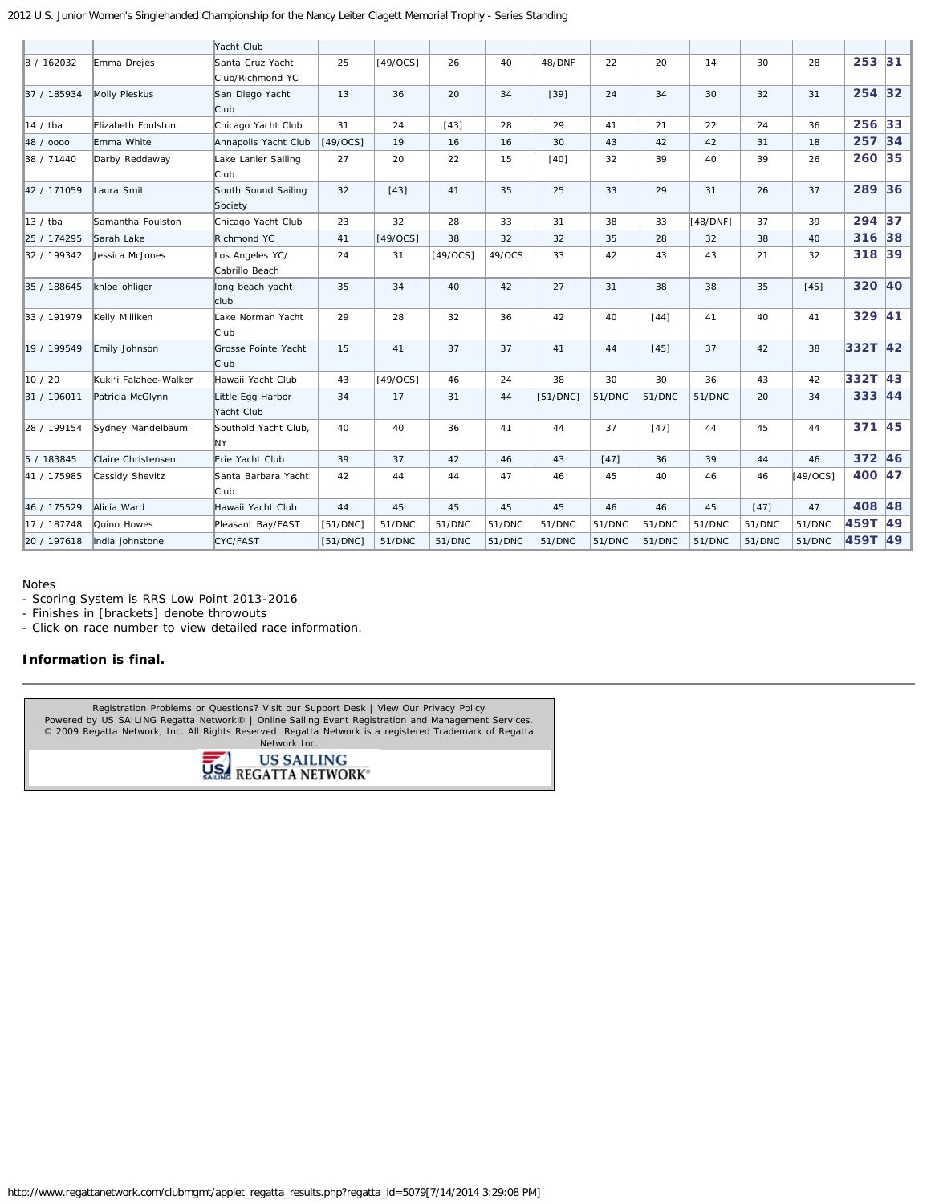| | | | | | | | | | | | | | | |
|---|---|---|---|---|---|---|---|---|---|---|---|---|---|---|
| | | Yacht Club | | | | | | | | | | | | |
| 8 / 162032 | Emma Drejes | Santa Cruz Yacht Club/Richmond YC | 25 | [49/OCS] | 26 | 40 | 48/DNF | 22 | 20 | 14 | 30 | 28 | **253** | **31** |
| 37 / 185934 | Molly Pleskus | San Diego Yacht Club | 13 | 36 | 20 | 34 | [39] | 24 | 34 | 30 | 32 | 31 | **254** | **32** |
| 14 / tba | Elizabeth Foulston | Chicago Yacht Club | 31 | 24 | [43] | 28 | 29 | 41 | 21 | 22 | 24 | 36 | **256** | **33** |
| 48 / oooo | Emma White | Annapolis Yacht Club | [49/OCS] | 19 | 16 | 16 | 30 | 43 | 42 | 42 | 31 | 18 | **257** | **34** |
| 38 / 71440 | Darby Reddaway | Lake Lanier Sailing Club | 27 | 20 | 22 | 15 | [40] | 32 | 39 | 40 | 39 | 26 | **260** | **35** |
| 42 / 171059 | Laura Smit | South Sound Sailing Society | 32 | [43] | 41 | 35 | 25 | 33 | 29 | 31 | 26 | 37 | **289** | **36** |
| 13 / tba | Samantha Foulston | Chicago Yacht Club | 23 | 32 | 28 | 33 | 31 | 38 | 33 | [48/DNF] | 37 | 39 | **294** | **37** |
| 25 / 174295 | Sarah Lake | Richmond YC | 41 | [49/OCS] | 38 | 32 | 32 | 35 | 28 | 32 | 38 | 40 | **316** | **38** |
| 32 / 199342 | Jessica McJones | Los Angeles YC/ Cabrillo Beach | 24 | 31 | [49/OCS] | 49/OCS | 33 | 42 | 43 | 43 | 21 | 32 | **318** | **39** |
| 35 / 188645 | khloe ohliger | long beach yacht club | 35 | 34 | 40 | 42 | 27 | 31 | 38 | 38 | 35 | [45] | **320** | **40** |
| 33 / 191979 | Kelly Milliken | Lake Norman Yacht Club | 29 | 28 | 32 | 36 | 42 | 40 | [44] | 41 | 40 | 41 | **329** | **41** |
| 19 / 199549 | Emily Johnson | Grosse Pointe Yacht Club | 15 | 41 | 37 | 37 | 41 | 44 | [45] | 37 | 42 | 38 | **332T** | **42** |
| 10 / 20 | Kuki'i Falahee-Walker | Hawaii Yacht Club | 43 | [49/OCS] | 46 | 24 | 38 | 30 | 30 | 36 | 43 | 42 | **332T** | **43** |
| 31 / 196011 | Patricia McGlynn | Little Egg Harbor Yacht Club | 34 | 17 | 31 | 44 | [51/DNC] | 51/DNC | 51/DNC | 51/DNC | 20 | 34 | **333** | **44** |
| 28 / 199154 | Sydney Mandelbaum | Southold Yacht Club, NY | 40 | 40 | 36 | 41 | 44 | 37 | [47] | 44 | 45 | 44 | **371** | **45** |
| 5 / 183845 | Claire Christensen | Erie Yacht Club | 39 | 37 | 42 | 46 | 43 | [47] | 36 | 39 | 44 | 46 | **372** | **46** |
| 41 / 175985 | Cassidy Shevitz | Santa Barbara Yacht Club | 42 | 44 | 44 | 47 | 46 | 45 | 40 | 46 | 46 | [49/OCS] | **400** | **47** |
| 46 / 175529 | Alicia Ward | Hawaii Yacht Club | 44 | 45 | 45 | 45 | 45 | 46 | 46 | 45 | [47] | 47 | **408** | **48** |
| 17 / 187748 | Quinn Howes | Pleasant Bay/FAST | [51/DNC] | 51/DNC | 51/DNC | 51/DNC | 51/DNC | 51/DNC | 51/DNC | 51/DNC | 51/DNC | 51/DNC | **459T** | **49** |
| 20 / 197618 | india johnstone | CYC/FAST | [51/DNC] | 51/DNC | 51/DNC | 51/DNC | 51/DNC | 51/DNC | 51/DNC | 51/DNC | 51/DNC | 51/DNC | **459T** | **49** |

Notes
- Scoring System is RRS Low Point 2013-2016
- Finishes in [brackets] denote throwouts
- Click on race number to view detailed race information.

**Information is final.**

Registration Problems or Questions? Visit our Support Desk | View Our Privacy Policy
Powered by US SAILING Regatta Network® | Online Sailing Event Registration and Management Services.
© 2009 Regatta Network, Inc. All Rights Reserved. Regatta Network is a registered Trademark of Regatta Network Inc.

US SAILING REGATTA NETWORK®